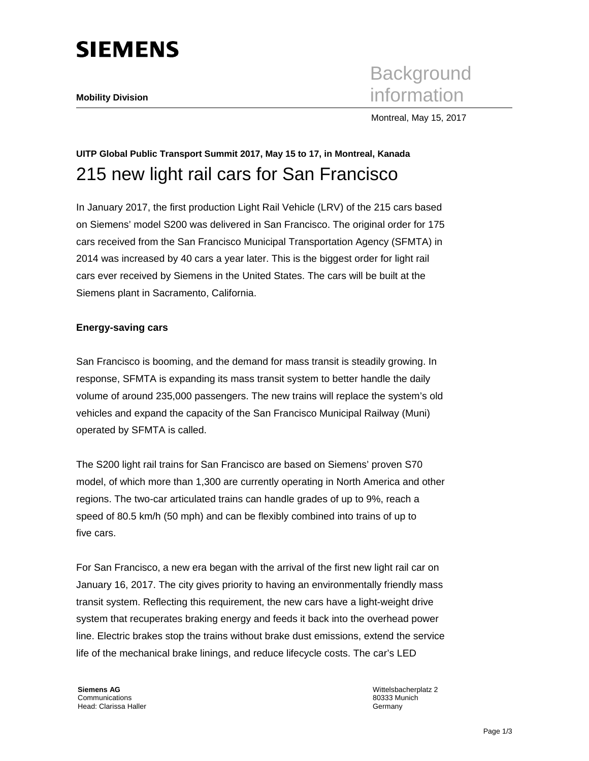# SIEMENS

**Mobility Division**

Background information

Montreal, May 15, 2017

**UITP Global Public Transport Summit 2017, May 15 to 17, in Montreal, Kanada**

## 215 new light rail cars for San Francisco

In January 2017, the first production Light Rail Vehicle (LRV) of the 215 cars based on Siemens' model S200 was delivered in San Francisco. The original order for 175 cars received from the San Francisco Municipal Transportation Agency (SFMTA) in 2014 was increased by 40 cars a year later. This is the biggest order for light rail cars ever received by Siemens in the United States. The cars will be built at the Siemens plant in Sacramento, California.

**Energy-saving cars**

San Francisco is booming, and the demand for mass transit is steadily growing. In response, SFMTA is expanding its mass transit system to better handle the daily volume of around 235,000 passengers. The new trains will replace the system's old vehicles and expand the capacity of the San Francisco Municipal Railway (Muni) operated by SFMTA is called.

The S200 light rail trains for San Francisco are based on Siemens' proven S70 model, of which more than 1,300 are currently operating in North America and other regions. The two-car articulated trains can handle grades of up to 9%, reach a speed of 80.5 km/h (50 mph) and can be flexibly combined into trains of up to five cars.

For San Francisco, a new era began with the arrival of the first new light rail car on January 16, 2017. The city gives priority to having an environmentally friendly mass transit system. Reflecting this requirement, the new cars have a light-weight drive system that recuperates braking energy and feeds it back into the overhead power line. Electric brakes stop the trains without brake dust emissions, extend the service life of the mechanical brake linings, and reduce lifecycle costs. The car's LED

**Siemens AG**
Communications
Head: Clarissa Haller

Wittelsbacherplatz 2
80333 Munich
Germany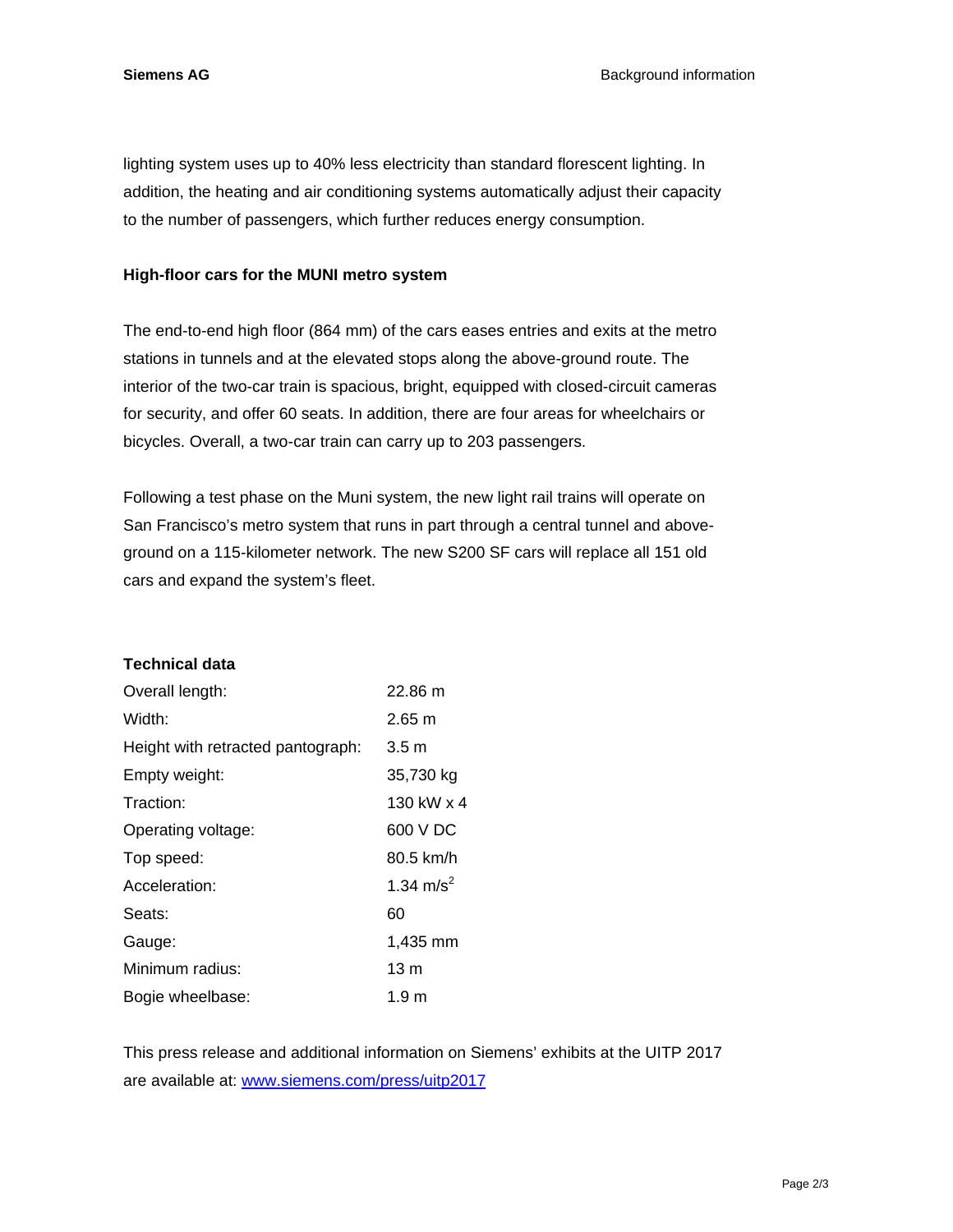lighting system uses up to 40% less electricity than standard florescent lighting. In addition, the heating and air conditioning systems automatically adjust their capacity to the number of passengers, which further reduces energy consumption.

**High-floor cars for the MUNI metro system**

The end-to-end high floor (864 mm) of the cars eases entries and exits at the metro stations in tunnels and at the elevated stops along the above-ground route. The interior of the two-car train is spacious, bright, equipped with closed-circuit cameras for security, and offer 60 seats. In addition, there are four areas for wheelchairs or bicycles. Overall, a two-car train can carry up to 203 passengers.

Following a test phase on the Muni system, the new light rail trains will operate on San Francisco's metro system that runs in part through a central tunnel and above-ground on a 115-kilometer network. The new S200 SF cars will replace all 151 old cars and expand the system's fleet.

**Technical data**

| | |
|---|---|
| Overall length: | 22.86 m |
| Width: | 2.65 m |
| Height with retracted pantograph: | 3.5 m |
| Empty weight: | 35,730 kg |
| Traction: | 130 kW x 4 |
| Operating voltage: | 600 V DC |
| Top speed: | 80.5 km/h |
| Acceleration: | 1.34 $m/s^2$ |
| Seats: | 60 |
| Gauge: | 1,435 mm |
| Minimum radius: | 13 m |
| Bogie wheelbase: | 1.9 m |

This press release and additional information on Siemens' exhibits at the UITP 2017 are available at: www.siemens.com/press/uitp2017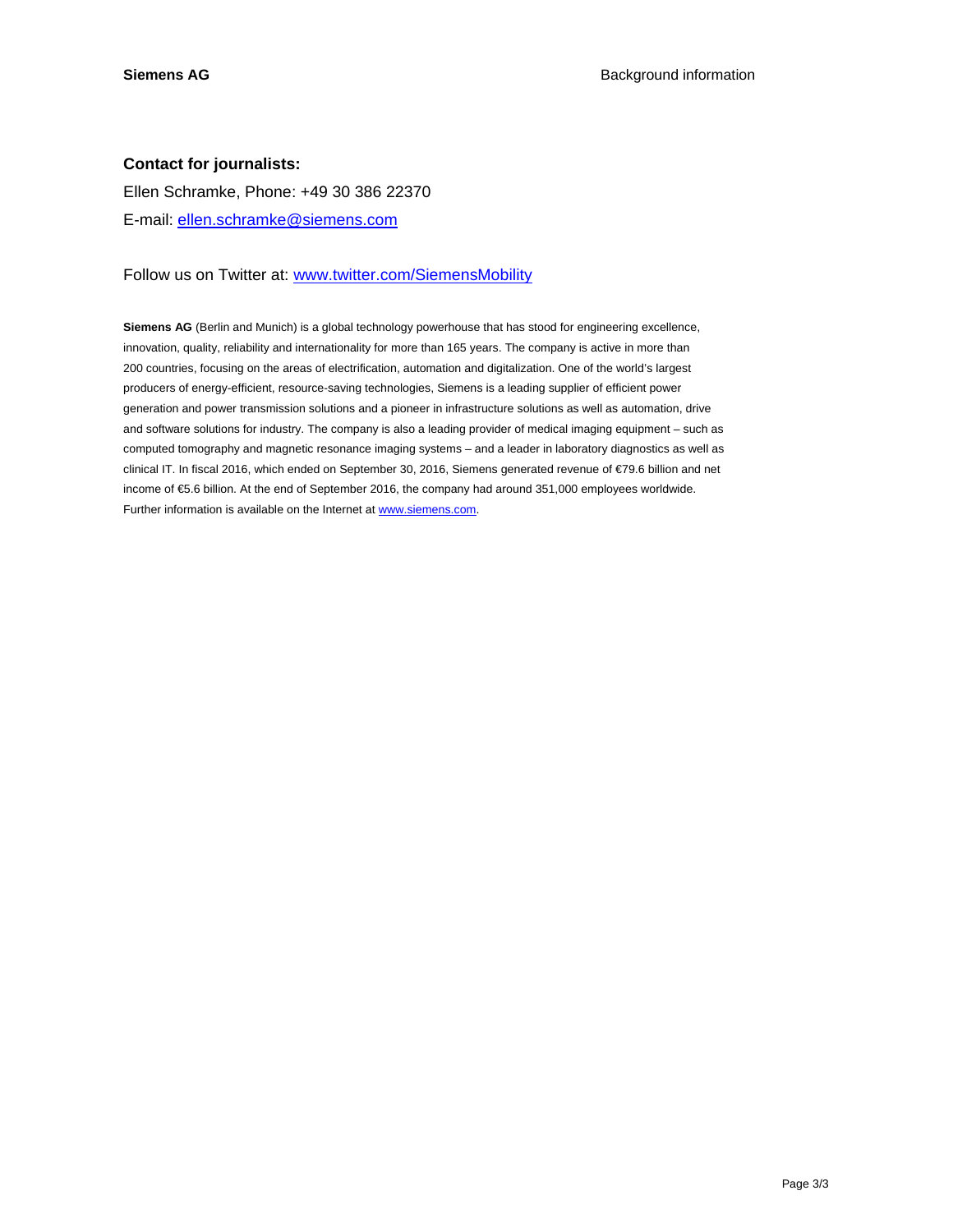**Contact for journalists:**

Ellen Schramke, Phone: +49 30 386 22370

E-mail: ellen.schramke@siemens.com

Follow us on Twitter at: www.twitter.com/SiemensMobility

**Siemens AG** (Berlin and Munich) is a global technology powerhouse that has stood for engineering excellence, innovation, quality, reliability and internationality for more than 165 years. The company is active in more than 200 countries, focusing on the areas of electrification, automation and digitalization. One of the world's largest producers of energy-efficient, resource-saving technologies, Siemens is a leading supplier of efficient power generation and power transmission solutions and a pioneer in infrastructure solutions as well as automation, drive and software solutions for industry. The company is also a leading provider of medical imaging equipment – such as computed tomography and magnetic resonance imaging systems – and a leader in laboratory diagnostics as well as clinical IT. In fiscal 2016, which ended on September 30, 2016, Siemens generated revenue of €79.6 billion and net income of €5.6 billion. At the end of September 2016, the company had around 351,000 employees worldwide. Further information is available on the Internet at www.siemens.com.